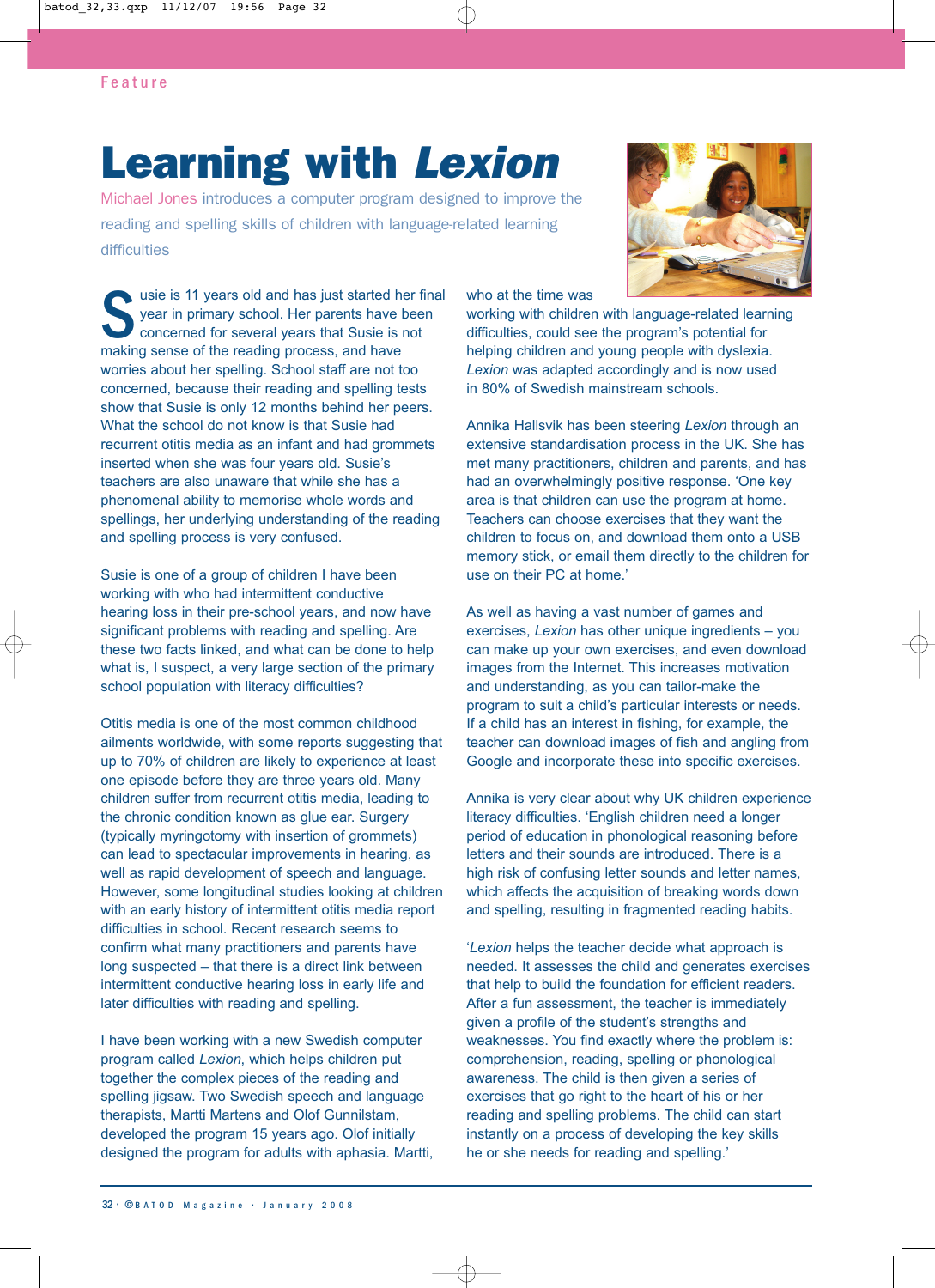Feature

# Learning with *Lexion*

Michael Jones introduces a computer program designed to improve the reading and spelling skills of children with language-related learning difficulties

Susie is 11 years old and has just started her final year in primary school. Her parents have been concerned for several years that Susie is not making sense of the reading process, and have worries about her spelling. School staff are not too concerned, because their reading and spelling tests show that Susie is only 12 months behind her peers. What the school do not know is that Susie had recurrent otitis media as an infant and had grommets inserted when she was four years old. Susie's teachers are also unaware that while she has a phenomenal ability to memorise whole words and spellings, her underlying understanding of the reading and spelling process is very confused.

Susie is one of a group of children I have been working with who had intermittent conductive hearing loss in their pre-school years, and now have significant problems with reading and spelling. Are these two facts linked, and what can be done to help what is, I suspect, a very large section of the primary school population with literacy difficulties?

Otitis media is one of the most common childhood ailments worldwide, with some reports suggesting that up to 70% of children are likely to experience at least one episode before they are three years old. Many children suffer from recurrent otitis media, leading to the chronic condition known as glue ear. Surgery (typically myringotomy with insertion of grommets) can lead to spectacular improvements in hearing, as well as rapid development of speech and language. However, some longitudinal studies looking at children with an early history of intermittent otitis media report difficulties in school. Recent research seems to confirm what many practitioners and parents have long suspected – that there is a direct link between intermittent conductive hearing loss in early life and later difficulties with reading and spelling.

I have been working with a new Swedish computer program called *Lexion*, which helps children put together the complex pieces of the reading and spelling jigsaw. Two Swedish speech and language therapists, Martti Martens and Olof Gunnilstam, developed the program 15 years ago. Olof initially designed the program for adults with aphasia. Martti, who at the time was working with children with language-related learning difficulties, could see the program's potential for helping children and young people with dyslexia. *Lexion* was adapted accordingly and is now used in 80% of Swedish mainstream schools.

Annika Hallsvik has been steering *Lexion* through an extensive standardisation process in the UK. She has met many practitioners, children and parents, and has had an overwhelmingly positive response. 'One key area is that children can use the program at home. Teachers can choose exercises that they want the children to focus on, and download them onto a USB memory stick, or email them directly to the children for use on their PC at home.'

As well as having a vast number of games and exercises, *Lexion* has other unique ingredients – you can make up your own exercises, and even download images from the Internet. This increases motivation and understanding, as you can tailor-make the program to suit a child's particular interests or needs. If a child has an interest in fishing, for example, the teacher can download images of fish and angling from Google and incorporate these into specific exercises.

Annika is very clear about why UK children experience literacy difficulties. 'English children need a longer period of education in phonological reasoning before letters and their sounds are introduced. There is a high risk of confusing letter sounds and letter names, which affects the acquisition of breaking words down and spelling, resulting in fragmented reading habits.

'*Lexion* helps the teacher decide what approach is needed. It assesses the child and generates exercises that help to build the foundation for efficient readers. After a fun assessment, the teacher is immediately given a profile of the student's strengths and weaknesses. You find exactly where the problem is: comprehension, reading, spelling or phonological awareness. The child is then given a series of exercises that go right to the heart of his or her reading and spelling problems. The child can start instantly on a process of developing the key skills he or she needs for reading and spelling.'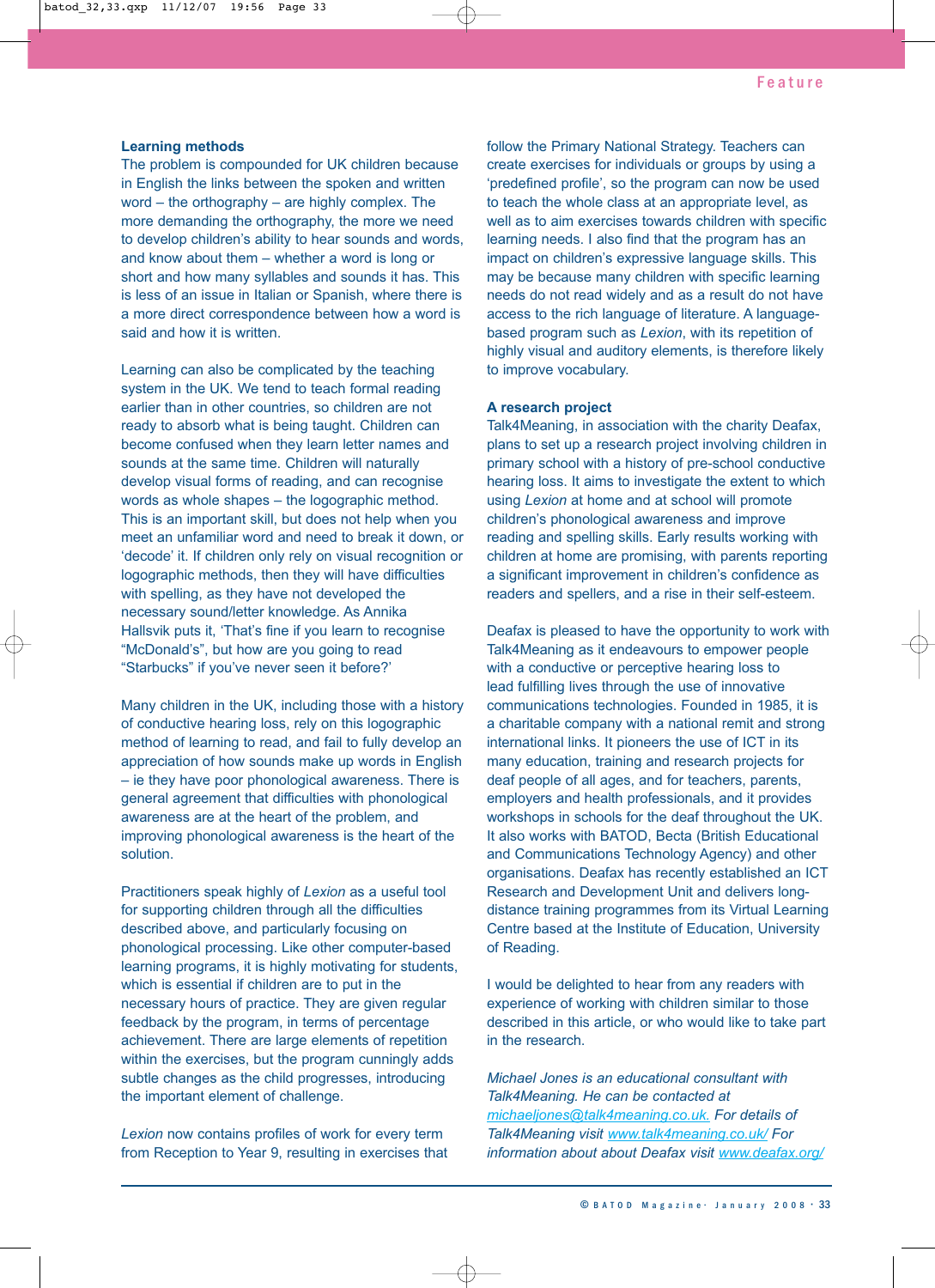### Learning methods

The problem is compounded for UK children because in English the links between the spoken and written word – the orthography – are highly complex. The more demanding the orthography, the more we need to develop children's ability to hear sounds and words, and know about them – whether a word is long or short and how many syllables and sounds it has. This is less of an issue in Italian or Spanish, where there is a more direct correspondence between how a word is said and how it is written.

Learning can also be complicated by the teaching system in the UK. We tend to teach formal reading earlier than in other countries, so children are not ready to absorb what is being taught. Children can become confused when they learn letter names and sounds at the same time. Children will naturally develop visual forms of reading, and can recognise words as whole shapes – the logographic method. This is an important skill, but does not help when you meet an unfamiliar word and need to break it down, or 'decode' it. If children only rely on visual recognition or logographic methods, then they will have difficulties with spelling, as they have not developed the necessary sound/letter knowledge. As Annika Hallsvik puts it, 'That's fine if you learn to recognise "McDonald's", but how are you going to read "Starbucks" if you've never seen it before?'

Many children in the UK, including those with a history of conductive hearing loss, rely on this logographic method of learning to read, and fail to fully develop an appreciation of how sounds make up words in English – ie they have poor phonological awareness. There is general agreement that difficulties with phonological awareness are at the heart of the problem, and improving phonological awareness is the heart of the solution.

Practitioners speak highly of *Lexion* as a useful tool for supporting children through all the difficulties described above, and particularly focusing on phonological processing. Like other computer-based learning programs, it is highly motivating for students, which is essential if children are to put in the necessary hours of practice. They are given regular feedback by the program, in terms of percentage achievement. There are large elements of repetition within the exercises, but the program cunningly adds subtle changes as the child progresses, introducing the important element of challenge.

*Lexion* now contains profiles of work for every term from Reception to Year 9, resulting in exercises that follow the Primary National Strategy. Teachers can create exercises for individuals or groups by using a 'predefined profile', so the program can now be used to teach the whole class at an appropriate level, as well as to aim exercises towards children with specific learning needs. I also find that the program has an impact on children's expressive language skills. This may be because many children with specific learning needs do not read widely and as a result do not have access to the rich language of literature. A language-based program such as *Lexion*, with its repetition of highly visual and auditory elements, is therefore likely to improve vocabulary.

### A research project

Talk4Meaning, in association with the charity Deafax, plans to set up a research project involving children in primary school with a history of pre-school conductive hearing loss. It aims to investigate the extent to which using *Lexion* at home and at school will promote children's phonological awareness and improve reading and spelling skills. Early results working with children at home are promising, with parents reporting a significant improvement in children's confidence as readers and spellers, and a rise in their self-esteem.

Deafax is pleased to have the opportunity to work with Talk4Meaning as it endeavours to empower people with a conductive or perceptive hearing loss to lead fulfilling lives through the use of innovative communications technologies. Founded in 1985, it is a charitable company with a national remit and strong international links. It pioneers the use of ICT in its many education, training and research projects for deaf people of all ages, and for teachers, parents, employers and health professionals, and it provides workshops in schools for the deaf throughout the UK. It also works with BATOD, Becta (British Educational and Communications Technology Agency) and other organisations. Deafax has recently established an ICT Research and Development Unit and delivers long-distance training programmes from its Virtual Learning Centre based at the Institute of Education, University of Reading.

I would be delighted to hear from any readers with experience of working with children similar to those described in this article, or who would like to take part in the research.

*Michael Jones is an educational consultant with Talk4Meaning. He can be contacted at michaeljones@talk4meaning.co.uk. For details of Talk4Meaning visit www.talk4meaning.co.uk/ For information about about Deafax visit www.deafax.org/*